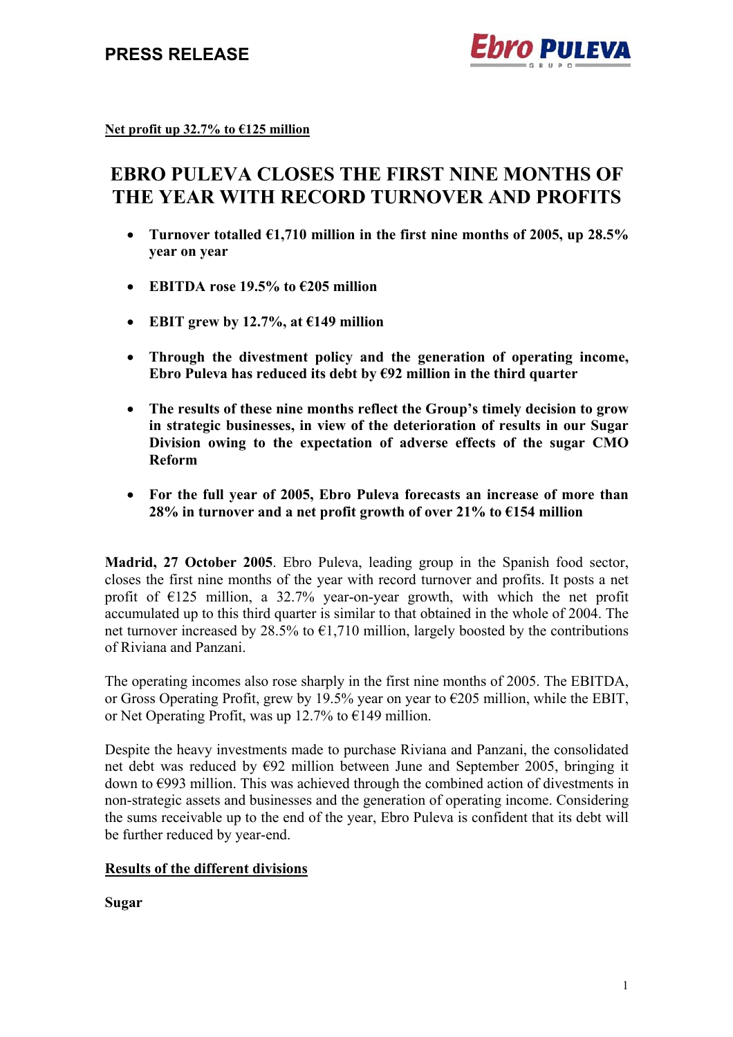**PRESS RELEASE**

**Net profit up 32.7% to €125 million**

# EBRO PULEVA CLOSES THE FIRST NINE MONTHS OF THE YEAR WITH RECORD TURNOVER AND PROFITS

- **Turnover totalled €1,710 million in the first nine months of 2005, up 28.5% year on year**
- **EBITDA rose 19.5% to €205 million**
- **EBIT grew by 12.7%, at €149 million**
- **Through the divestment policy and the generation of operating income, Ebro Puleva has reduced its debt by €92 million in the third quarter**
- **The results of these nine months reflect the Group's timely decision to grow in strategic businesses, in view of the deterioration of results in our Sugar Division owing to the expectation of adverse effects of the sugar CMO Reform**
- **For the full year of 2005, Ebro Puleva forecasts an increase of more than 28% in turnover and a net profit growth of over 21% to €154 million**

**Madrid, 27 October 2005**. Ebro Puleva, leading group in the Spanish food sector, closes the first nine months of the year with record turnover and profits. It posts a net profit of €125 million, a 32.7% year-on-year growth, with which the net profit accumulated up to this third quarter is similar to that obtained in the whole of 2004. The net turnover increased by 28.5% to €1,710 million, largely boosted by the contributions of Riviana and Panzani.

The operating incomes also rose sharply in the first nine months of 2005. The EBITDA, or Gross Operating Profit, grew by 19.5% year on year to €205 million, while the EBIT, or Net Operating Profit, was up 12.7% to €149 million.

Despite the heavy investments made to purchase Riviana and Panzani, the consolidated net debt was reduced by €92 million between June and September 2005, bringing it down to €993 million. This was achieved through the combined action of divestments in non-strategic assets and businesses and the generation of operating income. Considering the sums receivable up to the end of the year, Ebro Puleva is confident that its debt will be further reduced by year-end.

**Results of the different divisions**

**Sugar**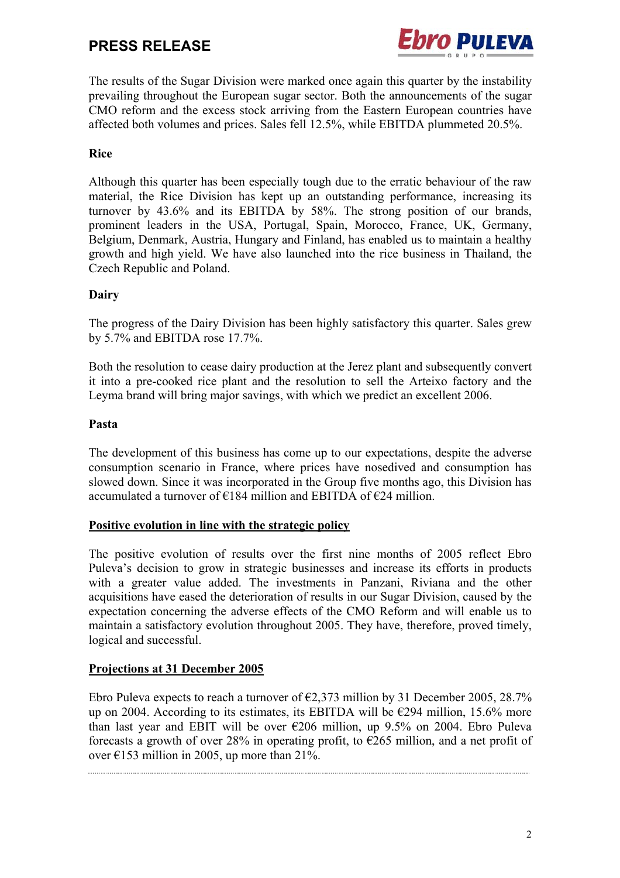The results of the Sugar Division were marked once again this quarter by the instability prevailing throughout the European sugar sector. Both the announcements of the sugar CMO reform and the excess stock arriving from the Eastern European countries have affected both volumes and prices. Sales fell 12.5%, while EBITDA plummeted 20.5%.

**Rice**

Although this quarter has been especially tough due to the erratic behaviour of the raw material, the Rice Division has kept up an outstanding performance, increasing its turnover by 43.6% and its EBITDA by 58%. The strong position of our brands, prominent leaders in the USA, Portugal, Spain, Morocco, France, UK, Germany, Belgium, Denmark, Austria, Hungary and Finland, has enabled us to maintain a healthy growth and high yield. We have also launched into the rice business in Thailand, the Czech Republic and Poland.

**Dairy**

The progress of the Dairy Division has been highly satisfactory this quarter. Sales grew by 5.7% and EBITDA rose 17.7%.

Both the resolution to cease dairy production at the Jerez plant and subsequently convert it into a pre-cooked rice plant and the resolution to sell the Arteixo factory and the Leyma brand will bring major savings, with which we predict an excellent 2006.

**Pasta**

The development of this business has come up to our expectations, despite the adverse consumption scenario in France, where prices have nosedived and consumption has slowed down. Since it was incorporated in the Group five months ago, this Division has accumulated a turnover of €184 million and EBITDA of €24 million.

**Positive evolution in line with the strategic policy**

The positive evolution of results over the first nine months of 2005 reflect Ebro Puleva's decision to grow in strategic businesses and increase its efforts in products with a greater value added. The investments in Panzani, Riviana and the other acquisitions have eased the deterioration of results in our Sugar Division, caused by the expectation concerning the adverse effects of the CMO Reform and will enable us to maintain a satisfactory evolution throughout 2005. They have, therefore, proved timely, logical and successful.

**Projections at 31 December 2005**

Ebro Puleva expects to reach a turnover of €2,373 million by 31 December 2005, 28.7% up on 2004. According to its estimates, its EBITDA will be €294 million, 15.6% more than last year and EBIT will be over €206 million, up 9.5% on 2004. Ebro Puleva forecasts a growth of over 28% in operating profit, to €265 million, and a net profit of over €153 million in 2005, up more than 21%.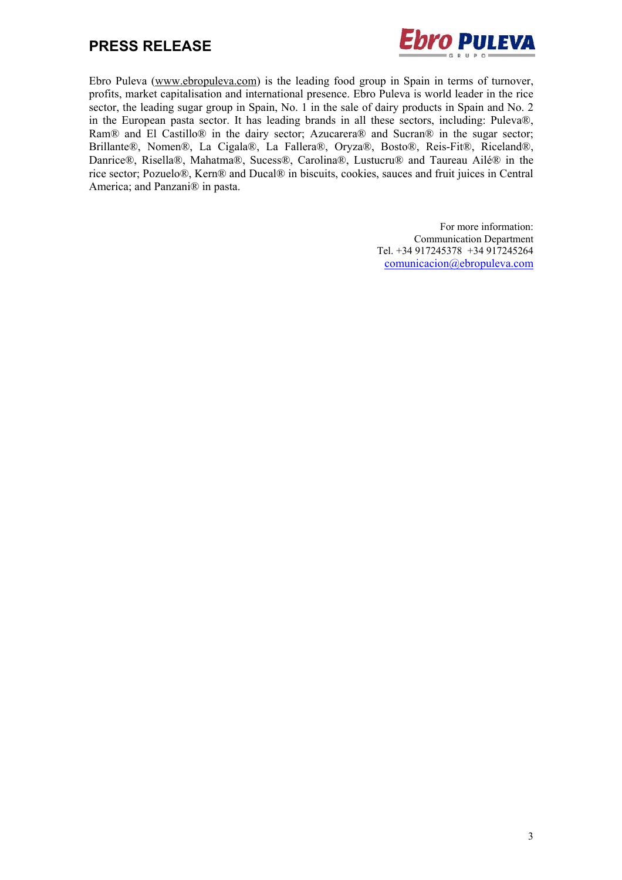Ebro Puleva (www.ebropuleva.com) is the leading food group in Spain in terms of turnover, profits, market capitalisation and international presence. Ebro Puleva is world leader in the rice sector, the leading sugar group in Spain, No. 1 in the sale of dairy products in Spain and No. 2 in the European pasta sector. It has leading brands in all these sectors, including: Puleva®, Ram® and El Castillo® in the dairy sector; Azucarera® and Sucran® in the sugar sector; Brillante®, Nomen®, La Cigala®, La Fallera®, Oryza®, Bosto®, Reis-Fit®, Riceland®, Danrice®, Risella®, Mahatma®, Sucess®, Carolina®, Lustucru® and Taureau Ailé® in the rice sector; Pozuelo®, Kern® and Ducal® in biscuits, cookies, sauces and fruit juices in Central America; and Panzani® in pasta.

For more information:
Communication Department
Tel. +34 917245378 +34 917245264
comunicacion@ebropuleva.com